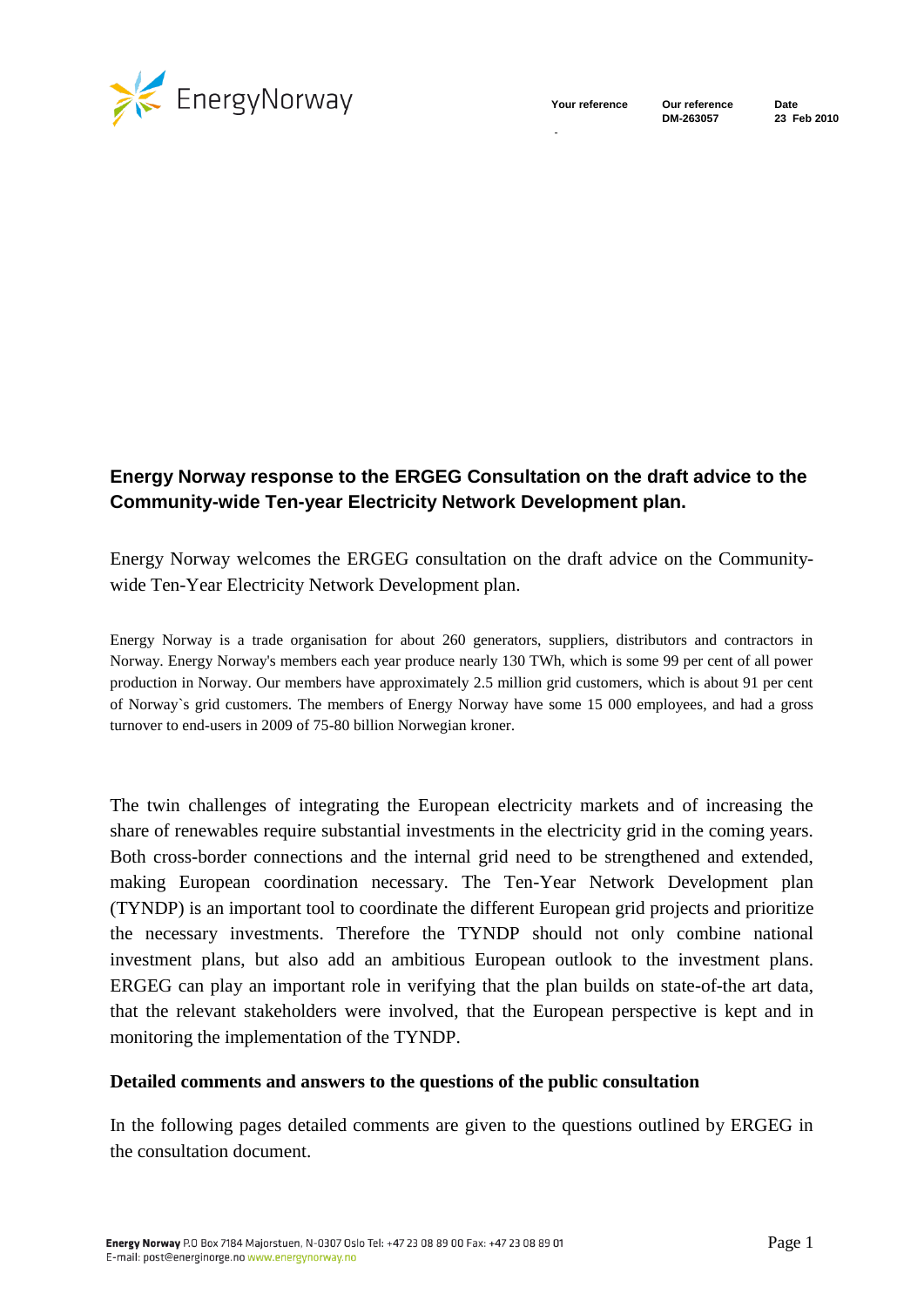EnergyNorway

| Your reference | Our reference | Date |
|---|---|---|
| - | DM-263057 | 23 Feb 2010 |

## Energy Norway response to the ERGEG Consultation on the draft advice to the Community-wide Ten-year Electricity Network Development plan.

Energy Norway welcomes the ERGEG consultation on the draft advice on the Community-wide Ten-Year Electricity Network Development plan.

Energy Norway is a trade organisation for about 260 generators, suppliers, distributors and contractors in Norway. Energy Norway's members each year produce nearly 130 TWh, which is some 99 per cent of all power production in Norway. Our members have approximately 2.5 million grid customers, which is about 91 per cent of Norway`s grid customers. The members of Energy Norway have some 15 000 employees, and had a gross turnover to end-users in 2009 of 75-80 billion Norwegian kroner.

The twin challenges of integrating the European electricity markets and of increasing the share of renewables require substantial investments in the electricity grid in the coming years. Both cross-border connections and the internal grid need to be strengthened and extended, making European coordination necessary. The Ten-Year Network Development plan (TYNDP) is an important tool to coordinate the different European grid projects and prioritize the necessary investments. Therefore the TYNDP should not only combine national investment plans, but also add an ambitious European outlook to the investment plans. ERGEG can play an important role in verifying that the plan builds on state-of-the art data, that the relevant stakeholders were involved, that the European perspective is kept and in monitoring the implementation of the TYNDP.

### Detailed comments and answers to the questions of the public consultation

In the following pages detailed comments are given to the questions outlined by ERGEG in the consultation document.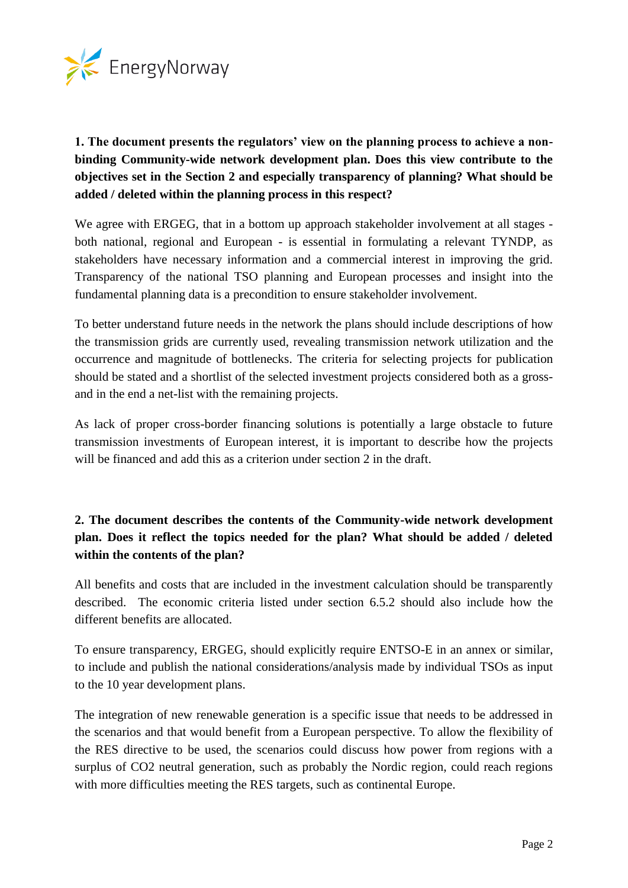**1. The document presents the regulators' view on the planning process to achieve a non-binding Community-wide network development plan. Does this view contribute to the objectives set in the Section 2 and especially transparency of planning? What should be added / deleted within the planning process in this respect?**

We agree with ERGEG, that in a bottom up approach stakeholder involvement at all stages - both national, regional and European - is essential in formulating a relevant TYNDP, as stakeholders have necessary information and a commercial interest in improving the grid. Transparency of the national TSO planning and European processes and insight into the fundamental planning data is a precondition to ensure stakeholder involvement.

To better understand future needs in the network the plans should include descriptions of how the transmission grids are currently used, revealing transmission network utilization and the occurrence and magnitude of bottlenecks. The criteria for selecting projects for publication should be stated and a shortlist of the selected investment projects considered both as a gross- and in the end a net-list with the remaining projects.

As lack of proper cross-border financing solutions is potentially a large obstacle to future transmission investments of European interest, it is important to describe how the projects will be financed and add this as a criterion under section 2 in the draft.

**2. The document describes the contents of the Community-wide network development plan. Does it reflect the topics needed for the plan? What should be added / deleted within the contents of the plan?**

All benefits and costs that are included in the investment calculation should be transparently described. The economic criteria listed under section 6.5.2 should also include how the different benefits are allocated.

To ensure transparency, ERGEG, should explicitly require ENTSO-E in an annex or similar, to include and publish the national considerations/analysis made by individual TSOs as input to the 10 year development plans.

The integration of new renewable generation is a specific issue that needs to be addressed in the scenarios and that would benefit from a European perspective. To allow the flexibility of the RES directive to be used, the scenarios could discuss how power from regions with a surplus of $CO_2$ neutral generation, such as probably the Nordic region, could reach regions with more difficulties meeting the RES targets, such as continental Europe.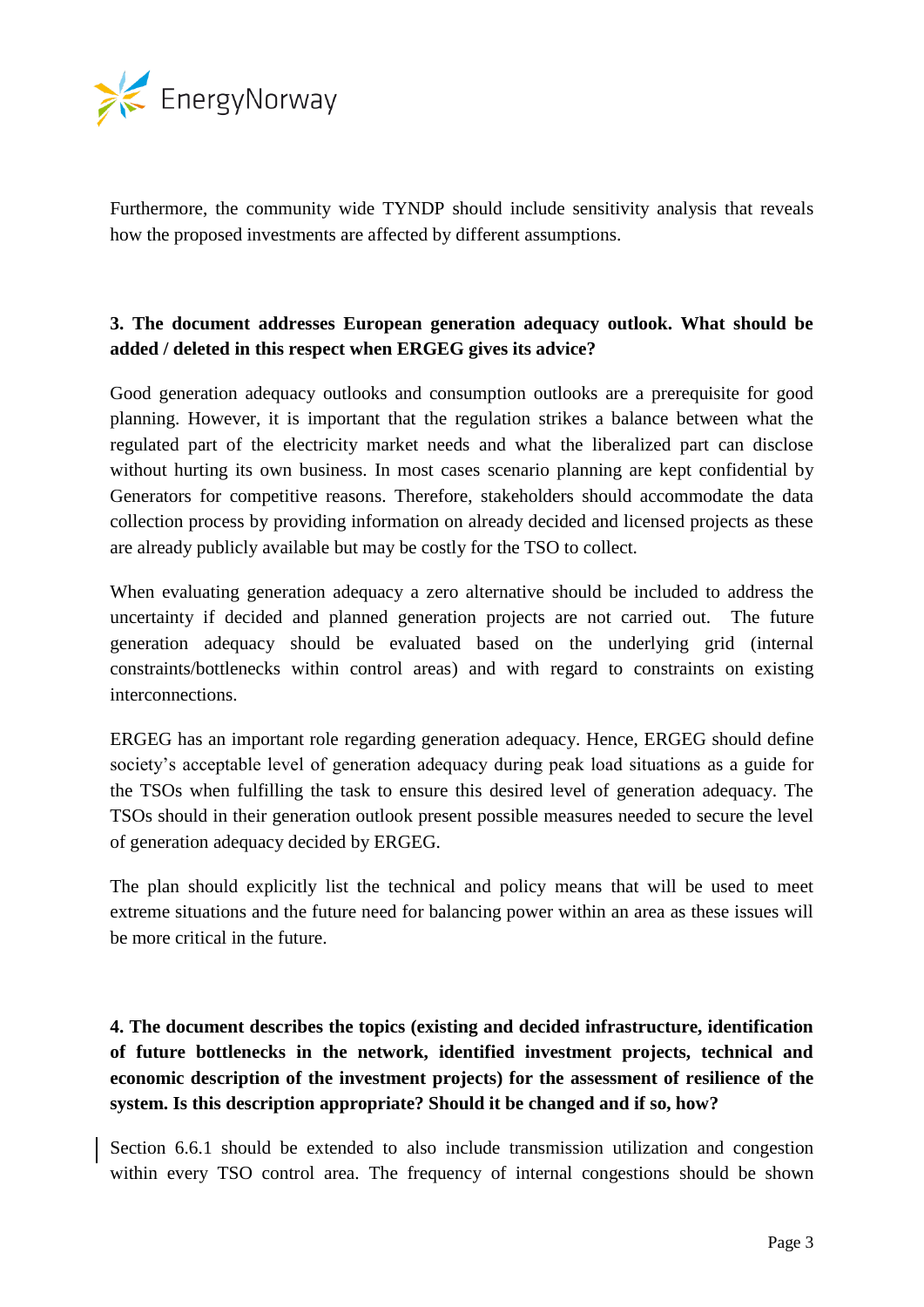Furthermore, the community wide TYNDP should include sensitivity analysis that reveals how the proposed investments are affected by different assumptions.

**3. The document addresses European generation adequacy outlook. What should be added / deleted in this respect when ERGEG gives its advice?**

Good generation adequacy outlooks and consumption outlooks are a prerequisite for good planning. However, it is important that the regulation strikes a balance between what the regulated part of the electricity market needs and what the liberalized part can disclose without hurting its own business. In most cases scenario planning are kept confidential by Generators for competitive reasons. Therefore, stakeholders should accommodate the data collection process by providing information on already decided and licensed projects as these are already publicly available but may be costly for the TSO to collect.

When evaluating generation adequacy a zero alternative should be included to address the uncertainty if decided and planned generation projects are not carried out. The future generation adequacy should be evaluated based on the underlying grid (internal constraints/bottlenecks within control areas) and with regard to constraints on existing interconnections.

ERGEG has an important role regarding generation adequacy. Hence, ERGEG should define society's acceptable level of generation adequacy during peak load situations as a guide for the TSOs when fulfilling the task to ensure this desired level of generation adequacy. The TSOs should in their generation outlook present possible measures needed to secure the level of generation adequacy decided by ERGEG.

The plan should explicitly list the technical and policy means that will be used to meet extreme situations and the future need for balancing power within an area as these issues will be more critical in the future.

**4. The document describes the topics (existing and decided infrastructure, identification of future bottlenecks in the network, identified investment projects, technical and economic description of the investment projects) for the assessment of resilience of the system. Is this description appropriate? Should it be changed and if so, how?**

Section 6.6.1 should be extended to also include transmission utilization and congestion within every TSO control area. The frequency of internal congestions should be shown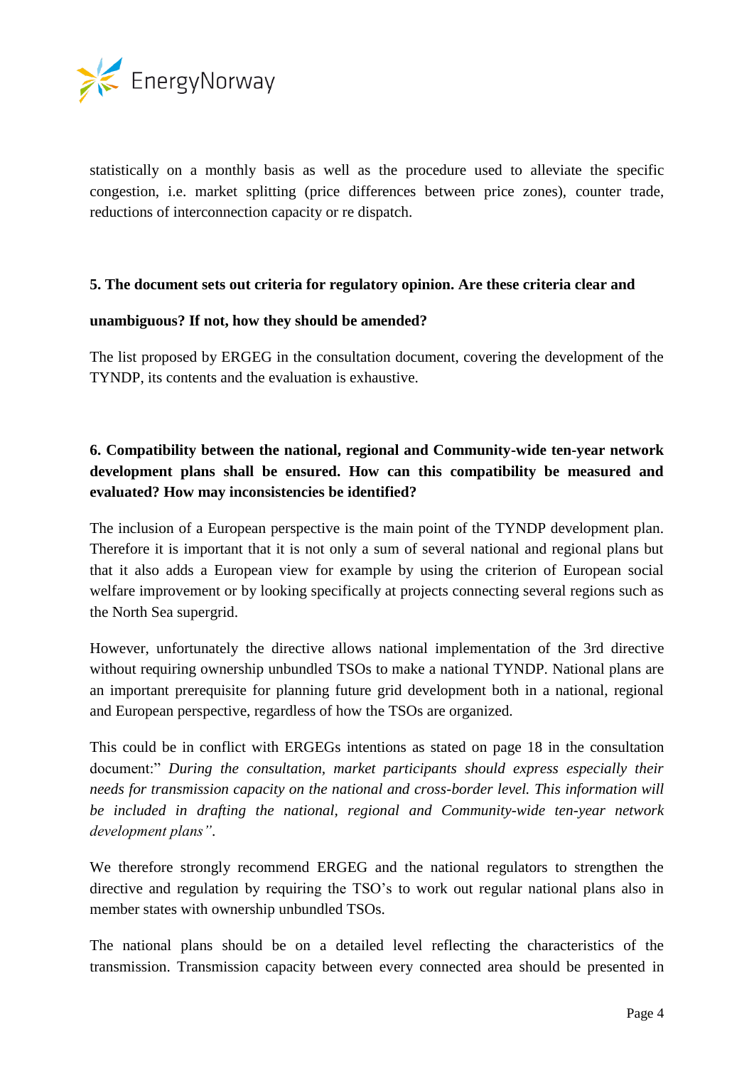statistically on a monthly basis as well as the procedure used to alleviate the specific congestion, i.e. market splitting (price differences between price zones), counter trade, reductions of interconnection capacity or re dispatch.

**5. The document sets out criteria for regulatory opinion. Are these criteria clear and unambiguous? If not, how they should be amended?**

The list proposed by ERGEG in the consultation document, covering the development of the TYNDP, its contents and the evaluation is exhaustive.

**6. Compatibility between the national, regional and Community-wide ten-year network development plans shall be ensured. How can this compatibility be measured and evaluated? How may inconsistencies be identified?**

The inclusion of a European perspective is the main point of the TYNDP development plan. Therefore it is important that it is not only a sum of several national and regional plans but that it also adds a European view for example by using the criterion of European social welfare improvement or by looking specifically at projects connecting several regions such as the North Sea supergrid.

However, unfortunately the directive allows national implementation of the 3rd directive without requiring ownership unbundled TSOs to make a national TYNDP. National plans are an important prerequisite for planning future grid development both in a national, regional and European perspective, regardless of how the TSOs are organized.

This could be in conflict with ERGEGs intentions as stated on page 18 in the consultation document:" *During the consultation, market participants should express especially their needs for transmission capacity on the national and cross-border level. This information will be included in drafting the national, regional and Community-wide ten-year network development plans".*

We therefore strongly recommend ERGEG and the national regulators to strengthen the directive and regulation by requiring the TSO's to work out regular national plans also in member states with ownership unbundled TSOs.

The national plans should be on a detailed level reflecting the characteristics of the transmission. Transmission capacity between every connected area should be presented in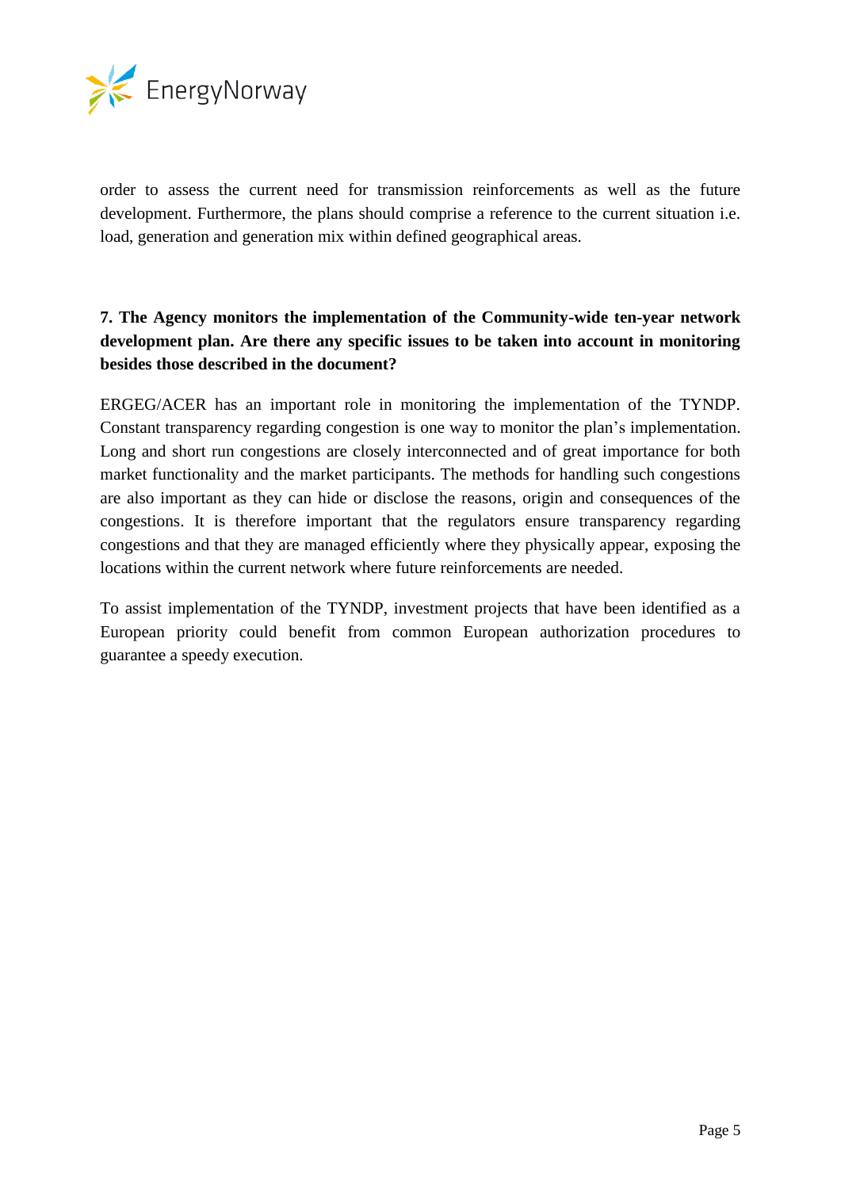order to assess the current need for transmission reinforcements as well as the future development. Furthermore, the plans should comprise a reference to the current situation i.e. load, generation and generation mix within defined geographical areas.

**7. The Agency monitors the implementation of the Community-wide ten-year network development plan. Are there any specific issues to be taken into account in monitoring besides those described in the document?**

ERGEG/ACER has an important role in monitoring the implementation of the TYNDP. Constant transparency regarding congestion is one way to monitor the plan's implementation. Long and short run congestions are closely interconnected and of great importance for both market functionality and the market participants. The methods for handling such congestions are also important as they can hide or disclose the reasons, origin and consequences of the congestions. It is therefore important that the regulators ensure transparency regarding congestions and that they are managed efficiently where they physically appear, exposing the locations within the current network where future reinforcements are needed.

To assist implementation of the TYNDP, investment projects that have been identified as a European priority could benefit from common European authorization procedures to guarantee a speedy execution.